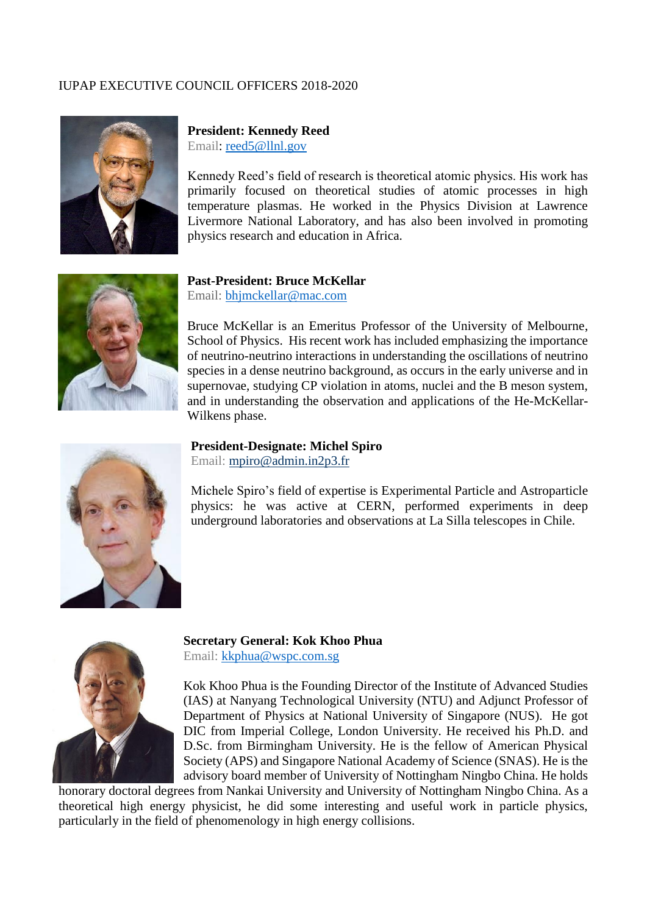IUPAP EXECUTIVE COUNCIL OFFICERS 2018-2020

**President: Kennedy Reed**
Email: reed5@llnl.gov

Kennedy Reed's field of research is theoretical atomic physics. His work has primarily focused on theoretical studies of atomic processes in high temperature plasmas. He worked in the Physics Division at Lawrence Livermore National Laboratory, and has also been involved in promoting physics research and education in Africa.

**Past-President: Bruce McKellar**
Email: bhjmckellar@mac.com

Bruce McKellar is an Emeritus Professor of the University of Melbourne, School of Physics. His recent work has included emphasizing the importance of neutrino-neutrino interactions in understanding the oscillations of neutrino species in a dense neutrino background, as occurs in the early universe and in supernovae, studying CP violation in atoms, nuclei and the B meson system, and in understanding the observation and applications of the He-McKellar-Wilkens phase.

**President-Designate: Michel Spiro**
Email: mpiro@admin.in2p3.fr

Michele Spiro's field of expertise is Experimental Particle and Astroparticle physics: he was active at CERN, performed experiments in deep underground laboratories and observations at La Silla telescopes in Chile.

**Secretary General: Kok Khoo Phua**
Email: kkphua@wspc.com.sg

Kok Khoo Phua is the Founding Director of the Institute of Advanced Studies (IAS) at Nanyang Technological University (NTU) and Adjunct Professor of Department of Physics at National University of Singapore (NUS). He got DIC from Imperial College, London University. He received his Ph.D. and D.Sc. from Birmingham University. He is the fellow of American Physical Society (APS) and Singapore National Academy of Science (SNAS). He is the advisory board member of University of Nottingham Ningbo China. He holds honorary doctoral degrees from Nankai University and University of Nottingham Ningbo China. As a theoretical high energy physicist, he did some interesting and useful work in particle physics, particularly in the field of phenomenology in high energy collisions.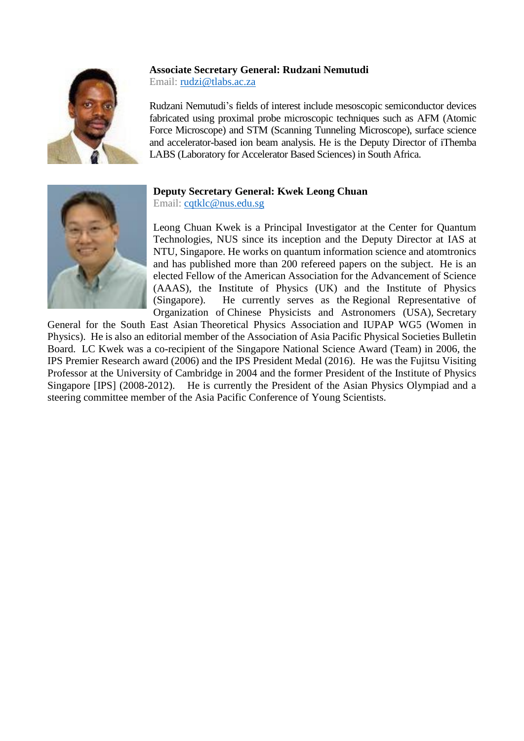**Associate Secretary General: Rudzani Nemutudi**
Email: rudzi@tlabs.ac.za

Rudzani Nemutudi's fields of interest include mesoscopic semiconductor devices fabricated using proximal probe microscopic techniques such as AFM (Atomic Force Microscope) and STM (Scanning Tunneling Microscope), surface science and accelerator-based ion beam analysis. He is the Deputy Director of iThemba LABS (Laboratory for Accelerator Based Sciences) in South Africa.

**Deputy Secretary General: Kwek Leong Chuan**
Email: cqtklc@nus.edu.sg

Leong Chuan Kwek is a Principal Investigator at the Center for Quantum Technologies, NUS since its inception and the Deputy Director at IAS at NTU, Singapore. He works on quantum information science and atomtronics and has published more than 200 refereed papers on the subject. He is an elected Fellow of the American Association for the Advancement of Science (AAAS), the Institute of Physics (UK) and the Institute of Physics (Singapore). He currently serves as the Regional Representative of Organization of Chinese Physicists and Astronomers (USA), Secretary General for the South East Asian Theoretical Physics Association and IUPAP WG5 (Women in Physics). He is also an editorial member of the Association of Asia Pacific Physical Societies Bulletin Board. LC Kwek was a co-recipient of the Singapore National Science Award (Team) in 2006, the IPS Premier Research award (2006) and the IPS President Medal (2016). He was the Fujitsu Visiting Professor at the University of Cambridge in 2004 and the former President of the Institute of Physics Singapore [IPS] (2008-2012). He is currently the President of the Asian Physics Olympiad and a steering committee member of the Asia Pacific Conference of Young Scientists.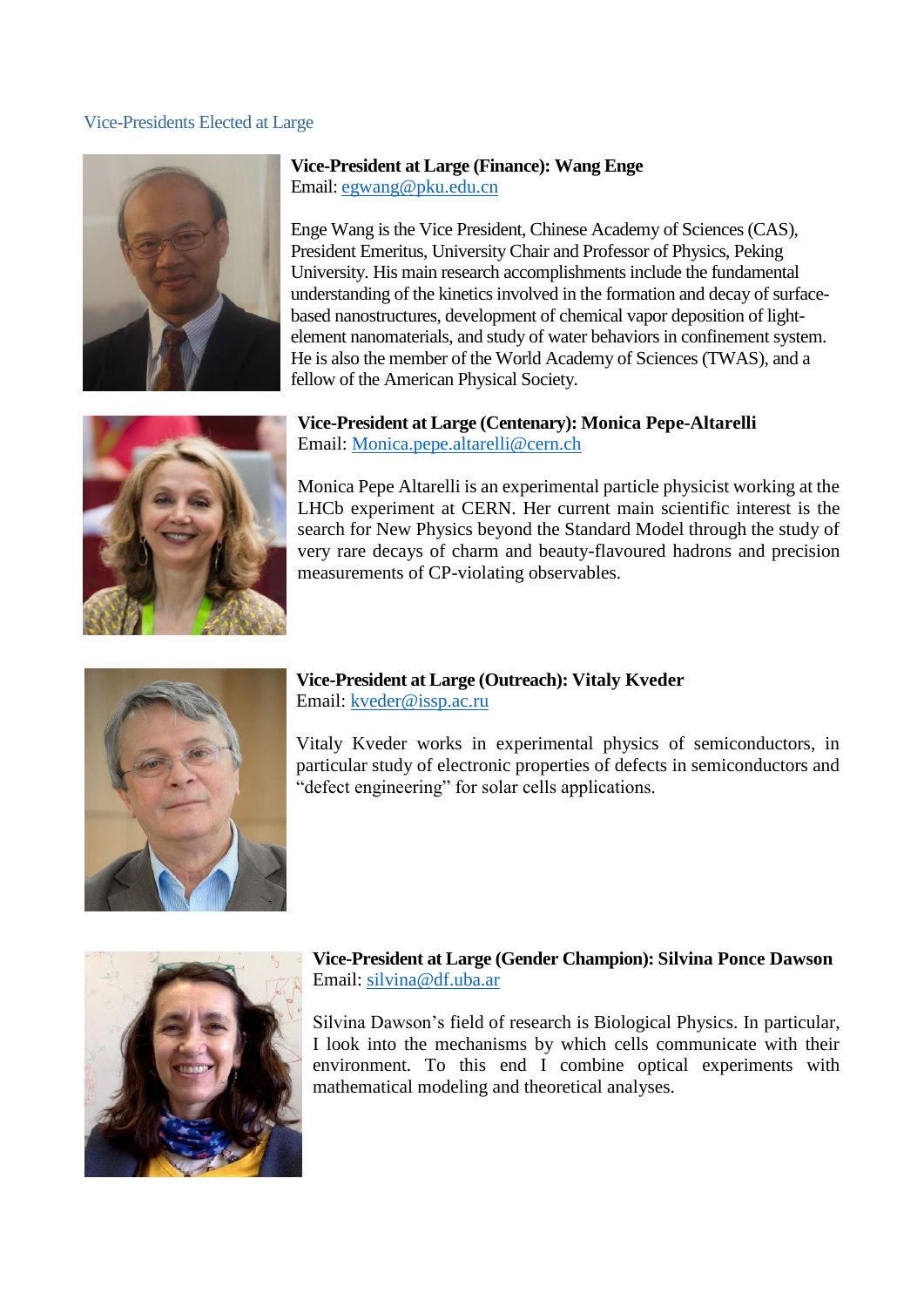## Vice-Presidents Elected at Large

**Vice-President at Large (Finance): Wang Enge**
Email: egwang@pku.edu.cn

Enge Wang is the Vice President, Chinese Academy of Sciences (CAS), President Emeritus, University Chair and Professor of Physics, Peking University. His main research accomplishments include the fundamental understanding of the kinetics involved in the formation and decay of surface-based nanostructures, development of chemical vapor deposition of light-element nanomaterials, and study of water behaviors in confinement system. He is also the member of the World Academy of Sciences (TWAS), and a fellow of the American Physical Society.

**Vice-President at Large (Centenary): Monica Pepe-Altarelli**
Email: Monica.pepe.altarelli@cern.ch

Monica Pepe Altarelli is an experimental particle physicist working at the LHCb experiment at CERN. Her current main scientific interest is the search for New Physics beyond the Standard Model through the study of very rare decays of charm and beauty-flavoured hadrons and precision measurements of CP-violating observables.

**Vice-President at Large (Outreach): Vitaly Kveder**
Email: kveder@issp.ac.ru

Vitaly Kveder works in experimental physics of semiconductors, in particular study of electronic properties of defects in semiconductors and "defect engineering" for solar cells applications.

**Vice-President at Large (Gender Champion): Silvina Ponce Dawson**
Email: silvina@df.uba.ar

Silvina Dawson's field of research is Biological Physics. In particular, I look into the mechanisms by which cells communicate with their environment. To this end I combine optical experiments with mathematical modeling and theoretical analyses.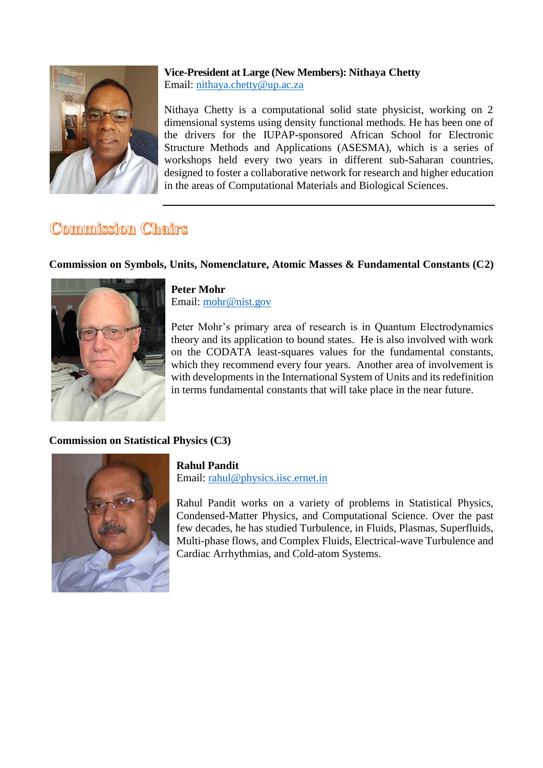**Vice-President at Large (New Members): Nithaya Chetty**
Email: nithaya.chetty@up.ac.za

Nithaya Chetty is a computational solid state physicist, working on 2 dimensional systems using density functional methods. He has been one of the drivers for the IUPAP-sponsored African School for Electronic Structure Methods and Applications (ASESMA), which is a series of workshops held every two years in different sub-Saharan countries, designed to foster a collaborative network for research and higher education in the areas of Computational Materials and Biological Sciences.

---

## Commission Chairs

**Commission on Symbols, Units, Nomenclature, Atomic Masses & Fundamental Constants (C2)**

**Peter Mohr**
Email: mohr@nist.gov

Peter Mohr's primary area of research is in Quantum Electrodynamics theory and its application to bound states. He is also involved with work on the CODATA least-squares values for the fundamental constants, which they recommend every four years. Another area of involvement is with developments in the International System of Units and its redefinition in terms fundamental constants that will take place in the near future.

**Commission on Statistical Physics (C3)**

**Rahul Pandit**
Email: rahul@physics.iisc.ernet.in

Rahul Pandit works on a variety of problems in Statistical Physics, Condensed-Matter Physics, and Computational Science. Over the past few decades, he has studied Turbulence, in Fluids, Plasmas, Superfluids, Multi-phase flows, and Complex Fluids, Electrical-wave Turbulence and Cardiac Arrhythmias, and Cold-atom Systems.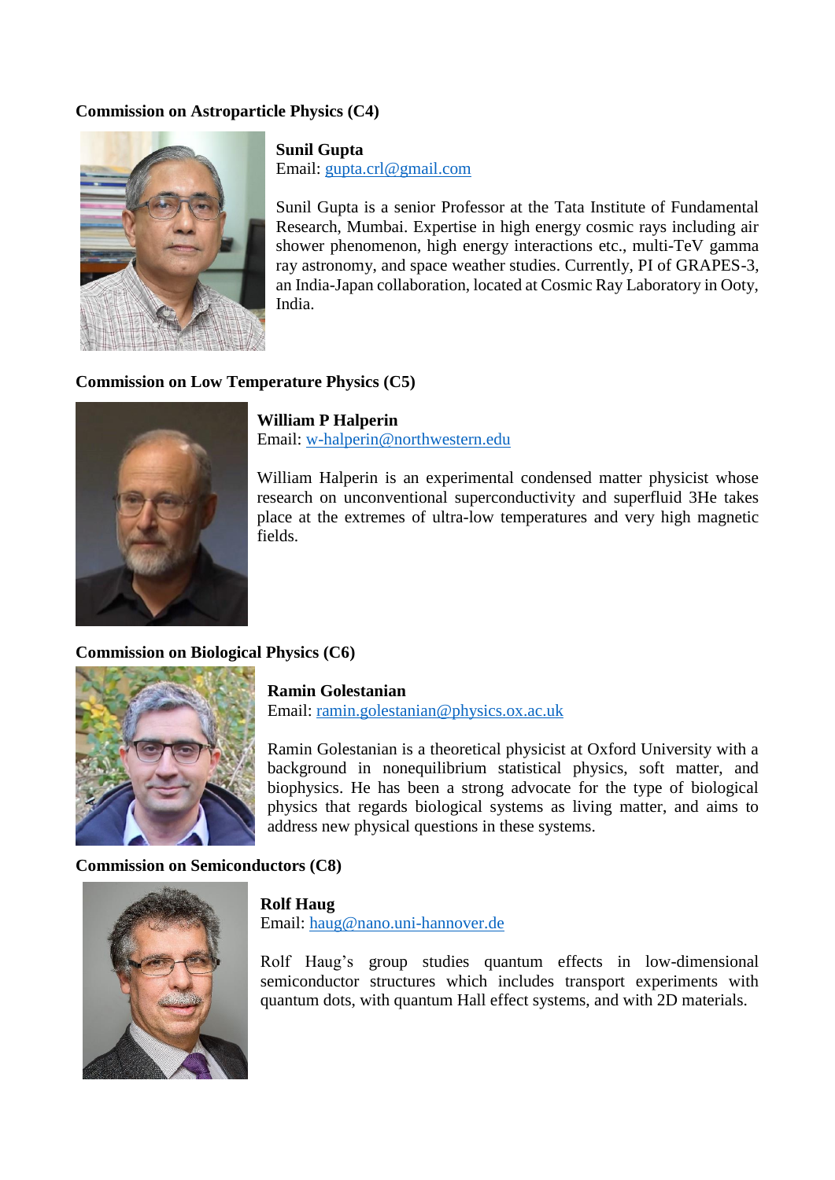**Commission on Astroparticle Physics (C4)**

**Sunil Gupta**
Email: gupta.crl@gmail.com

Sunil Gupta is a senior Professor at the Tata Institute of Fundamental Research, Mumbai. Expertise in high energy cosmic rays including air shower phenomenon, high energy interactions etc., multi-TeV gamma ray astronomy, and space weather studies. Currently, PI of GRAPES-3, an India-Japan collaboration, located at Cosmic Ray Laboratory in Ooty, India.

**Commission on Low Temperature Physics (C5)**

**William P Halperin**
Email: w-halperin@northwestern.edu

William Halperin is an experimental condensed matter physicist whose research on unconventional superconductivity and superfluid 3He takes place at the extremes of ultra-low temperatures and very high magnetic fields.

**Commission on Biological Physics (C6)**

**Ramin Golestanian**
Email: ramin.golestanian@physics.ox.ac.uk

Ramin Golestanian is a theoretical physicist at Oxford University with a background in nonequilibrium statistical physics, soft matter, and biophysics. He has been a strong advocate for the type of biological physics that regards biological systems as living matter, and aims to address new physical questions in these systems.

**Commission on Semiconductors (C8)**

**Rolf Haug**
Email: haug@nano.uni-hannover.de

Rolf Haug's group studies quantum effects in low-dimensional semiconductor structures which includes transport experiments with quantum dots, with quantum Hall effect systems, and with 2D materials.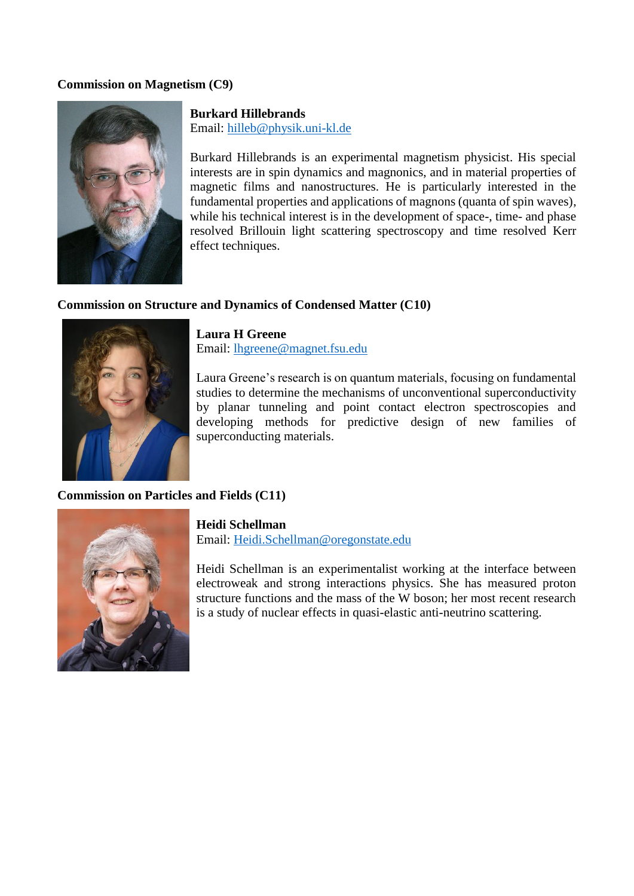**Commission on Magnetism (C9)**

**Burkard Hillebrands**
Email: hilleb@physik.uni-kl.de

Burkard Hillebrands is an experimental magnetism physicist. His special interests are in spin dynamics and magnonics, and in material properties of magnetic films and nanostructures. He is particularly interested in the fundamental properties and applications of magnons (quanta of spin waves), while his technical interest is in the development of space-, time- and phase resolved Brillouin light scattering spectroscopy and time resolved Kerr effect techniques.

**Commission on Structure and Dynamics of Condensed Matter (C10)**

**Laura H Greene**
Email: lhgreene@magnet.fsu.edu

Laura Greene's research is on quantum materials, focusing on fundamental studies to determine the mechanisms of unconventional superconductivity by planar tunneling and point contact electron spectroscopies and developing methods for predictive design of new families of superconducting materials.

**Commission on Particles and Fields (C11)**

**Heidi Schellman**
Email: Heidi.Schellman@oregonstate.edu

Heidi Schellman is an experimentalist working at the interface between electroweak and strong interactions physics. She has measured proton structure functions and the mass of the W boson; her most recent research is a study of nuclear effects in quasi-elastic anti-neutrino scattering.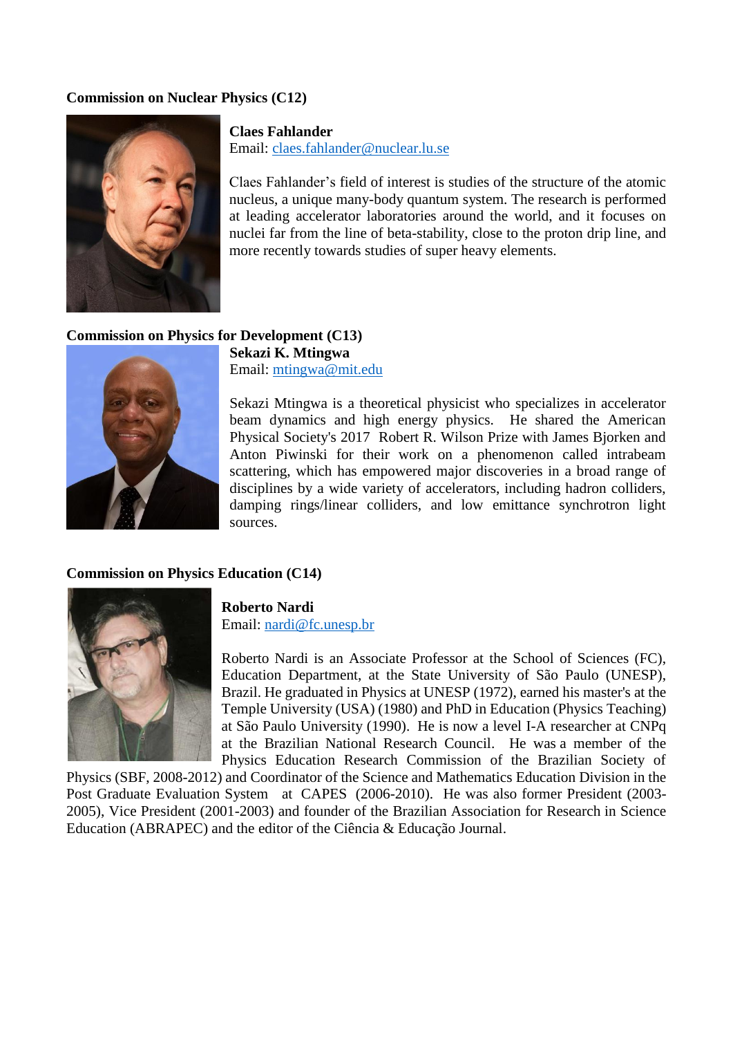**Commission on Nuclear Physics (C12)**

**Claes Fahlander**
Email: claes.fahlander@nuclear.lu.se

Claes Fahlander's field of interest is studies of the structure of the atomic nucleus, a unique many-body quantum system. The research is performed at leading accelerator laboratories around the world, and it focuses on nuclei far from the line of beta-stability, close to the proton drip line, and more recently towards studies of super heavy elements.

**Commission on Physics for Development (C13)**

**Sekazi K. Mtingwa**
Email: mtingwa@mit.edu

Sekazi Mtingwa is a theoretical physicist who specializes in accelerator beam dynamics and high energy physics. He shared the American Physical Society's 2017 Robert R. Wilson Prize with James Bjorken and Anton Piwinski for their work on a phenomenon called intrabeam scattering, which has empowered major discoveries in a broad range of disciplines by a wide variety of accelerators, including hadron colliders, damping rings/linear colliders, and low emittance synchrotron light sources.

**Commission on Physics Education (C14)**

**Roberto Nardi**
Email: nardi@fc.unesp.br

Roberto Nardi is an Associate Professor at the School of Sciences (FC), Education Department, at the State University of São Paulo (UNESP), Brazil. He graduated in Physics at UNESP (1972), earned his master's at the Temple University (USA) (1980) and PhD in Education (Physics Teaching) at São Paulo University (1990). He is now a level I-A researcher at CNPq at the Brazilian National Research Council. He was a member of the Physics Education Research Commission of the Brazilian Society of Physics (SBF, 2008-2012) and Coordinator of the Science and Mathematics Education Division in the Post Graduate Evaluation System at CAPES (2006-2010). He was also former President (2003-2005), Vice President (2001-2003) and founder of the Brazilian Association for Research in Science Education (ABRAPEC) and the editor of the Ciência & Educação Journal.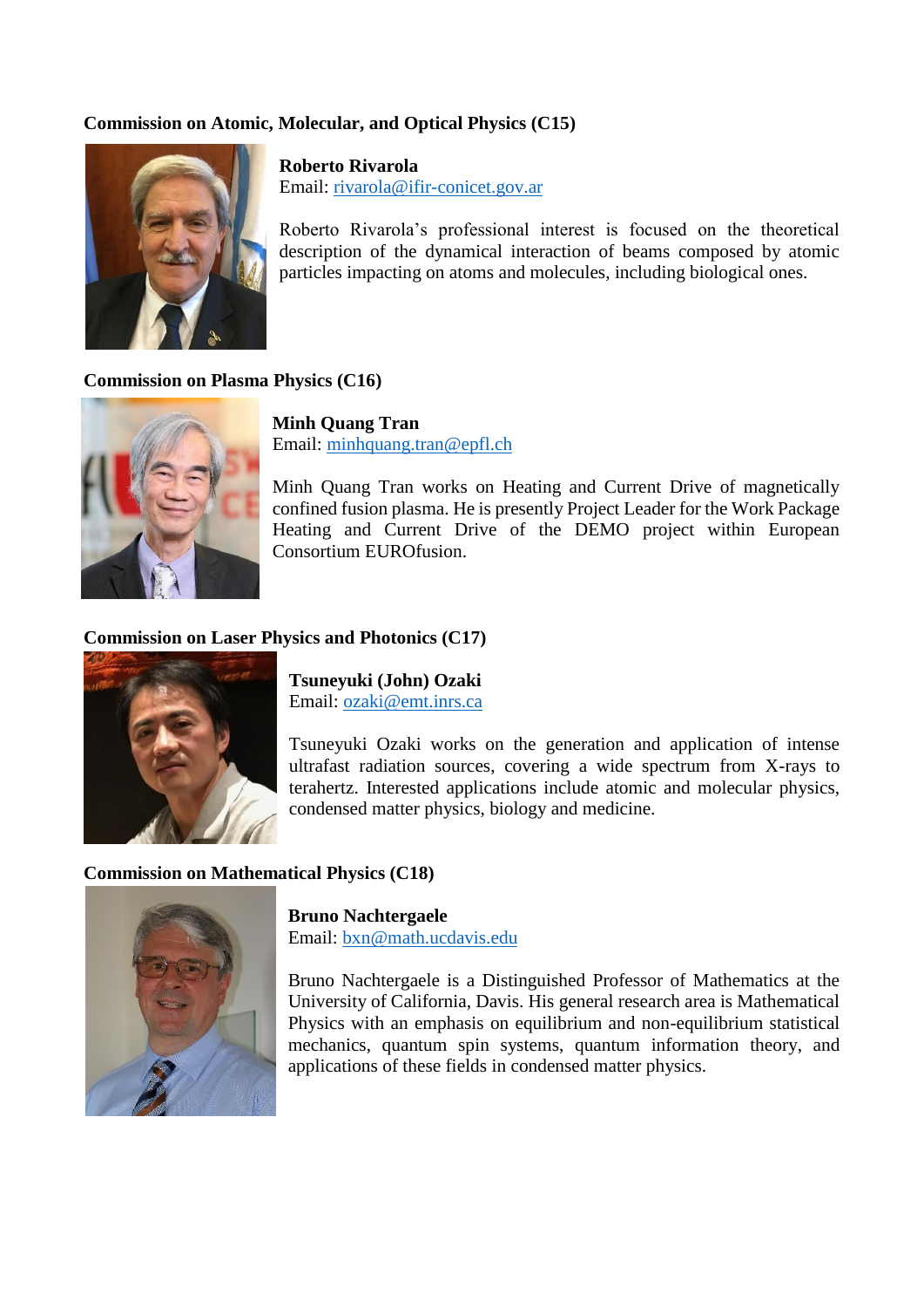**Commission on Atomic, Molecular, and Optical Physics (C15)**

**Roberto Rivarola**
Email: rivarola@ifir-conicet.gov.ar

Roberto Rivarola's professional interest is focused on the theoretical description of the dynamical interaction of beams composed by atomic particles impacting on atoms and molecules, including biological ones.

**Commission on Plasma Physics (C16)**

**Minh Quang Tran**
Email: minhquang.tran@epfl.ch

Minh Quang Tran works on Heating and Current Drive of magnetically confined fusion plasma. He is presently Project Leader for the Work Package Heating and Current Drive of the DEMO project within European Consortium EUROfusion.

**Commission on Laser Physics and Photonics (C17)**

**Tsuneyuki (John) Ozaki**
Email: ozaki@emt.inrs.ca

Tsuneyuki Ozaki works on the generation and application of intense ultrafast radiation sources, covering a wide spectrum from X-rays to terahertz. Interested applications include atomic and molecular physics, condensed matter physics, biology and medicine.

**Commission on Mathematical Physics (C18)**

**Bruno Nachtergaele**
Email: bxn@math.ucdavis.edu

Bruno Nachtergaele is a Distinguished Professor of Mathematics at the University of California, Davis. His general research area is Mathematical Physics with an emphasis on equilibrium and non-equilibrium statistical mechanics, quantum spin systems, quantum information theory, and applications of these fields in condensed matter physics.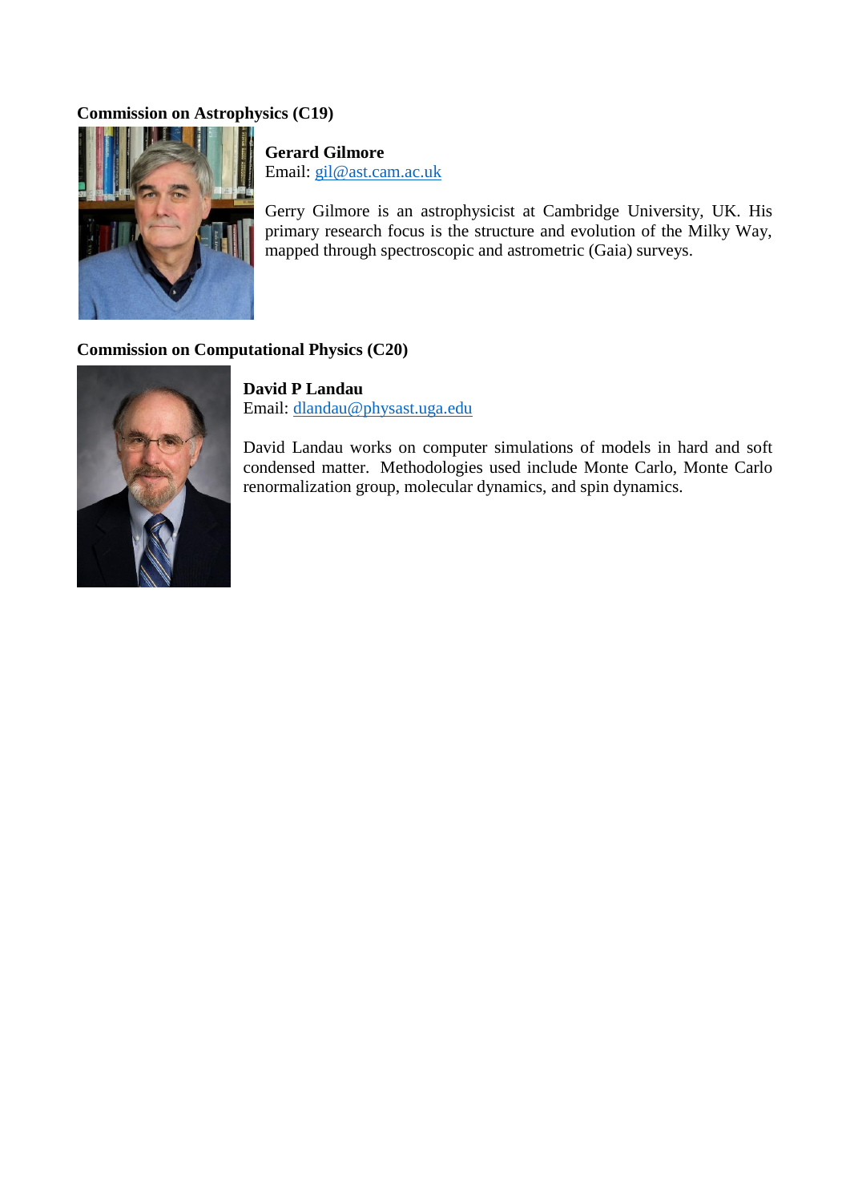**Commission on Astrophysics (C19)**

**Gerard Gilmore**
Email: gil@ast.cam.ac.uk

Gerry Gilmore is an astrophysicist at Cambridge University, UK. His primary research focus is the structure and evolution of the Milky Way, mapped through spectroscopic and astrometric (Gaia) surveys.

**Commission on Computational Physics (C20)**

**David P Landau**
Email: dlandau@physast.uga.edu

David Landau works on computer simulations of models in hard and soft condensed matter. Methodologies used include Monte Carlo, Monte Carlo renormalization group, molecular dynamics, and spin dynamics.